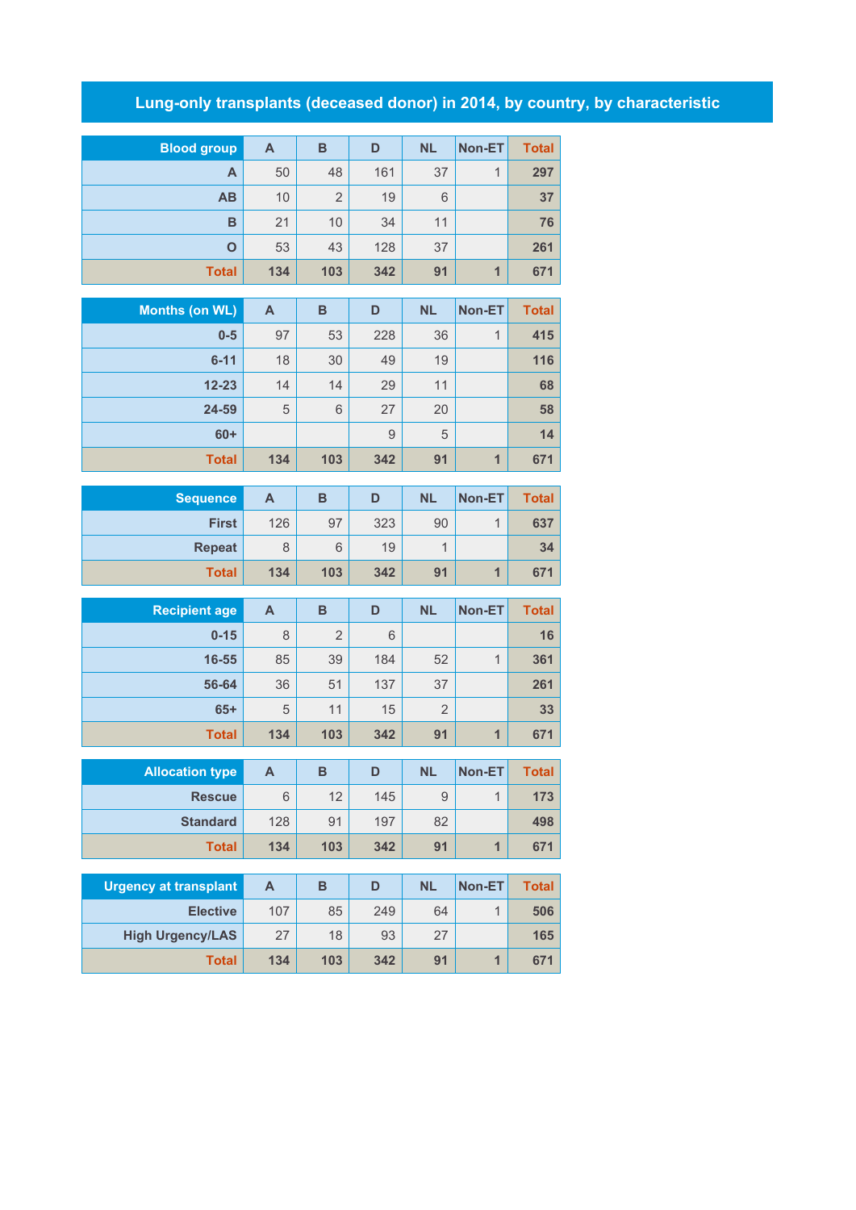# Lung-only transplants (deceased donor) in 2014, by country, by characteristic

| Blood group | A | B | D | NL | Non-ET | Total |
|---|---|---|---|---|---|---|
| A | 50 | 48 | 161 | 37 | 1 | 297 |
| AB | 10 | 2 | 19 | 6 | | 37 |
| B | 21 | 10 | 34 | 11 | | 76 |
| O | 53 | 43 | 128 | 37 | | 261 |
| Total | 134 | 103 | 342 | 91 | 1 | 671 |

| Months (on WL) | A | B | D | NL | Non-ET | Total |
|---|---|---|---|---|---|---|
| 0-5 | 97 | 53 | 228 | 36 | 1 | 415 |
| 6-11 | 18 | 30 | 49 | 19 | | 116 |
| 12-23 | 14 | 14 | 29 | 11 | | 68 |
| 24-59 | 5 | 6 | 27 | 20 | | 58 |
| 60+ | | | 9 | 5 | | 14 |
| Total | 134 | 103 | 342 | 91 | 1 | 671 |

| Sequence | A | B | D | NL | Non-ET | Total |
|---|---|---|---|---|---|---|
| First | 126 | 97 | 323 | 90 | 1 | 637 |
| Repeat | 8 | 6 | 19 | 1 | | 34 |
| Total | 134 | 103 | 342 | 91 | 1 | 671 |

| Recipient age | A | B | D | NL | Non-ET | Total |
|---|---|---|---|---|---|---|
| 0-15 | 8 | 2 | 6 | | | 16 |
| 16-55 | 85 | 39 | 184 | 52 | 1 | 361 |
| 56-64 | 36 | 51 | 137 | 37 | | 261 |
| 65+ | 5 | 11 | 15 | 2 | | 33 |
| Total | 134 | 103 | 342 | 91 | 1 | 671 |

| Allocation type | A | B | D | NL | Non-ET | Total |
|---|---|---|---|---|---|---|
| Rescue | 6 | 12 | 145 | 9 | 1 | 173 |
| Standard | 128 | 91 | 197 | 82 | | 498 |
| Total | 134 | 103 | 342 | 91 | 1 | 671 |

| Urgency at transplant | A | B | D | NL | Non-ET | Total |
|---|---|---|---|---|---|---|
| Elective | 107 | 85 | 249 | 64 | 1 | 506 |
| High Urgency/LAS | 27 | 18 | 93 | 27 | | 165 |
| Total | 134 | 103 | 342 | 91 | 1 | 671 |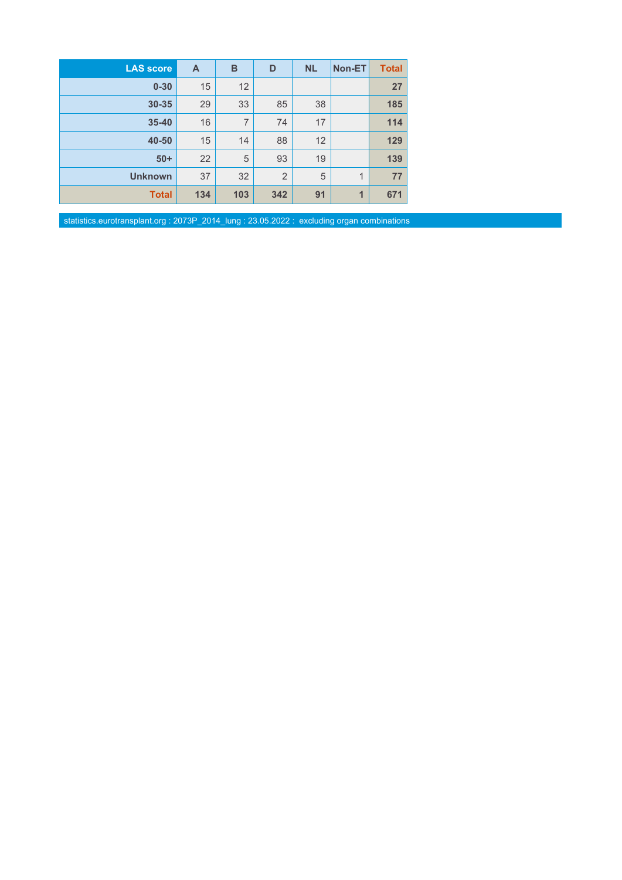| LAS score | A | B | D | NL | Non-ET | Total |
|---|---|---|---|---|---|---|
| 0-30 | 15 | 12 | | | | 27 |
| 30-35 | 29 | 33 | 85 | 38 | | 185 |
| 35-40 | 16 | 7 | 74 | 17 | | 114 |
| 40-50 | 15 | 14 | 88 | 12 | | 129 |
| 50+ | 22 | 5 | 93 | 19 | | 139 |
| Unknown | 37 | 32 | 2 | 5 | 1 | 77 |
| Total | 134 | 103 | 342 | 91 | 1 | 671 |

statistics.eurotransplant.org : 2073P_2014_lung : 23.05.2022 : excluding organ combinations